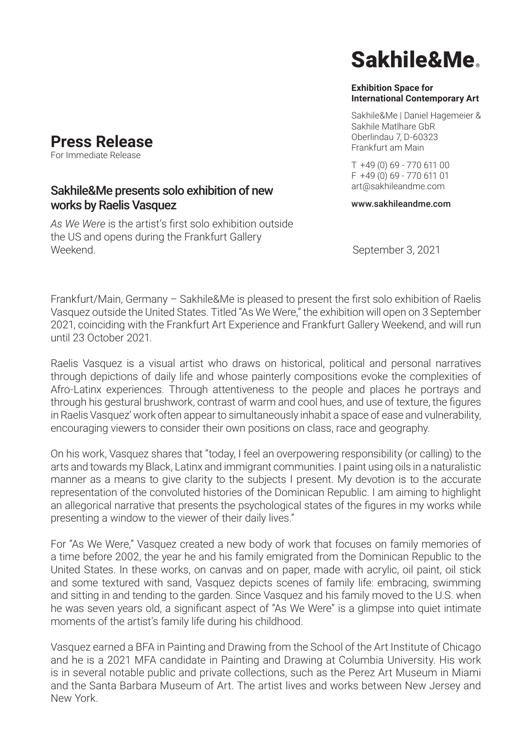# Sakhile&Me

**Exhibition Space for International Contemporary Art**

Sakhile&Me | Daniel Hagemeier & Sakhile Matlhare GbR
Oberlindau 7, D-60323
Frankfurt am Main

T +49 (0) 69 - 770 611 00
F +49 (0) 69 - 770 611 01
art@sakhileandme.com

www.sakhileandme.com

## Press Release

For Immediate Release

### Sakhile&Me presents solo exhibition of new works by Raelis Vasquez

*As We Were* is the artist's first solo exhibition outside the US and opens during the Frankfurt Gallery Weekend.

September 3, 2021

Frankfurt/Main, Germany – Sakhile&Me is pleased to present the first solo exhibition of Raelis Vasquez outside the United States. Titled "As We Were," the exhibition will open on 3 September 2021, coinciding with the Frankfurt Art Experience and Frankfurt Gallery Weekend, and will run until 23 October 2021.

Raelis Vasquez is a visual artist who draws on historical, political and personal narratives through depictions of daily life and whose painterly compositions evoke the complexities of Afro-Latinx experiences. Through attentiveness to the people and places he portrays and through his gestural brushwork, contrast of warm and cool hues, and use of texture, the figures in Raelis Vasquez' work often appear to simultaneously inhabit a space of ease and vulnerability, encouraging viewers to consider their own positions on class, race and geography.

On his work, Vasquez shares that "today, I feel an overpowering responsibility (or calling) to the arts and towards my Black, Latinx and immigrant communities. I paint using oils in a naturalistic manner as a means to give clarity to the subjects I present. My devotion is to the accurate representation of the convoluted histories of the Dominican Republic. I am aiming to highlight an allegorical narrative that presents the psychological states of the figures in my works while presenting a window to the viewer of their daily lives."

For "As We Were," Vasquez created a new body of work that focuses on family memories of a time before 2002, the year he and his family emigrated from the Dominican Republic to the United States. In these works, on canvas and on paper, made with acrylic, oil paint, oil stick and some textured with sand, Vasquez depicts scenes of family life: embracing, swimming and sitting in and tending to the garden. Since Vasquez and his family moved to the U.S. when he was seven years old, a significant aspect of "As We Were" is a glimpse into quiet intimate moments of the artist's family life during his childhood.

Vasquez earned a BFA in Painting and Drawing from the School of the Art Institute of Chicago and he is a 2021 MFA candidate in Painting and Drawing at Columbia University. His work is in several notable public and private collections, such as the Perez Art Museum in Miami and the Santa Barbara Museum of Art. The artist lives and works between New Jersey and New York.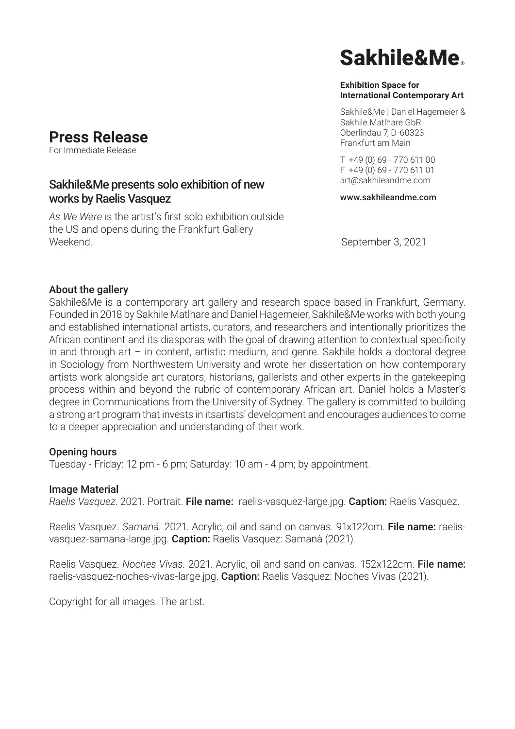# Sakhile&Me®

**Exhibition Space for International Contemporary Art**

Sakhile&Me | Daniel Hagemeier & Sakhile Matlhare GbR
Oberlindau 7, D-60323
Frankfurt am Main

T +49 (0) 69 - 770 611 00
F +49 (0) 69 - 770 611 01
art@sakhileandme.com

www.sakhileandme.com

## Press Release

For Immediate Release

### Sakhile&Me presents solo exhibition of new works by Raelis Vasquez

*As We Were* is the artist's first solo exhibition outside the US and opens during the Frankfurt Gallery Weekend.

September 3, 2021

### About the gallery

Sakhile&Me is a contemporary art gallery and research space based in Frankfurt, Germany. Founded in 2018 by Sakhile Matlhare and Daniel Hagemeier, Sakhile&Me works with both young and established international artists, curators, and researchers and intentionally prioritizes the African continent and its diasporas with the goal of drawing attention to contextual specificity in and through art – in content, artistic medium, and genre. Sakhile holds a doctoral degree in Sociology from Northwestern University and wrote her dissertation on how contemporary artists work alongside art curators, historians, gallerists and other experts in the gatekeeping process within and beyond the rubric of contemporary African art. Daniel holds a Master's degree in Communications from the University of Sydney. The gallery is committed to building a strong art program that invests in itsartists' development and encourages audiences to come to a deeper appreciation and understanding of their work.

### Opening hours

Tuesday - Friday: 12 pm - 6 pm; Saturday: 10 am - 4 pm; by appointment.

### Image Material

*Raelis Vasquez*. 2021. Portrait. **File name:** raelis-vasquez-large.jpg. **Caption:** Raelis Vasquez.

Raelis Vasquez. *Samaná.* 2021. Acrylic, oil and sand on canvas. 91x122cm. **File name:** raelis-vasquez-samana-large.jpg. **Caption:** Raelis Vasquez: Samanà (2021).

Raelis Vasquez. *Noches Vivas.* 2021. Acrylic, oil and sand on canvas. 152x122cm. **File name:** raelis-vasquez-noches-vivas-large.jpg. **Caption:** Raelis Vasquez: Noches Vivas (2021).

Copyright for all images: The artist.